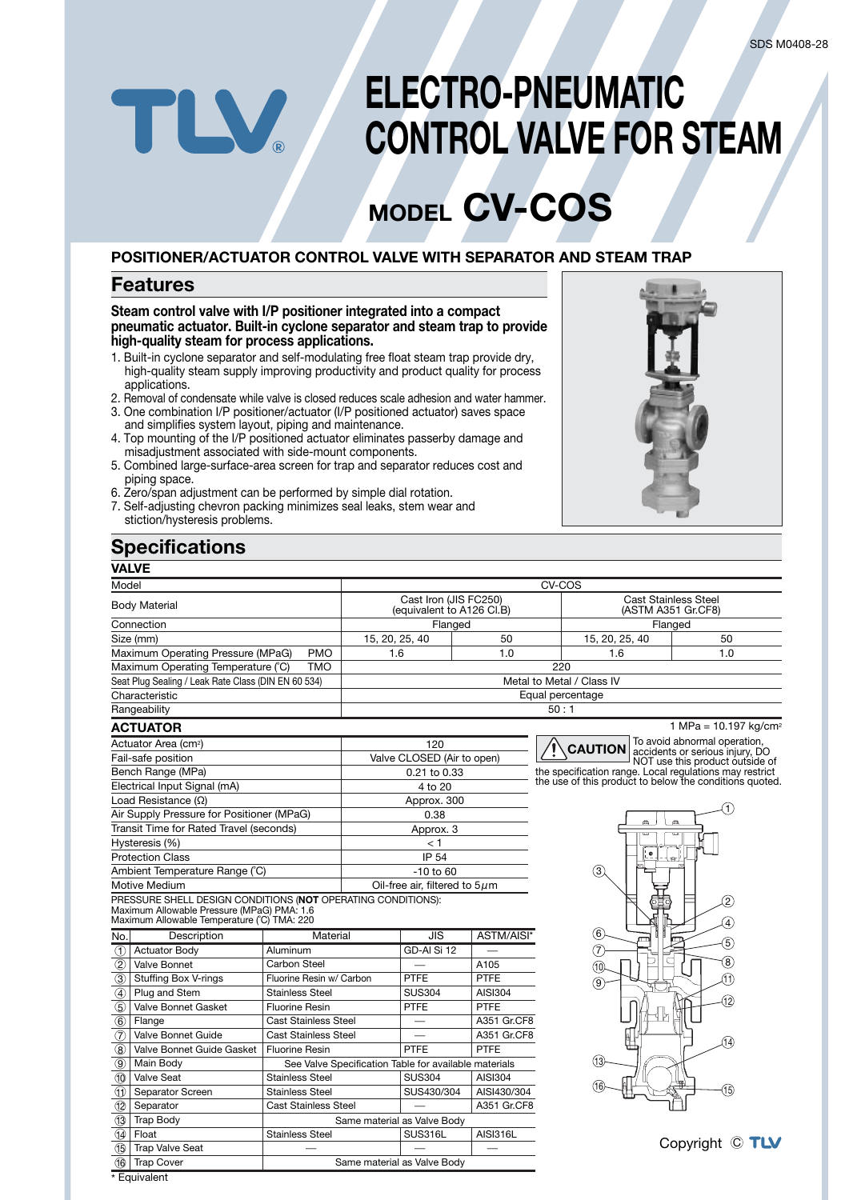SDS M0408-28

# ELECTRO-PNEUMATIC CONTROL VALVE FOR STEAM

# MODEL CV-COS

### POSITIONER/ACTUATOR CONTROL VALVE WITH SEPARATOR AND STEAM TRAP

## Features

**Steam control valve with I/P positioner integrated into a compact pneumatic actuator. Built-in cyclone separator and steam trap to provide high-quality steam for process applications.**

1. Built-in cyclone separator and self-modulating free float steam trap provide dry, high-quality steam supply improving productivity and product quality for process applications.
2. Removal of condensate while valve is closed reduces scale adhesion and water hammer.
3. One combination I/P positioner/actuator (I/P positioned actuator) saves space and simplifies system layout, piping and maintenance.
4. Top mounting of the I/P positioned actuator eliminates passerby damage and misadjustment associated with side-mount components.
5. Combined large-surface-area screen for trap and separator reduces cost and piping space.
6. Zero/span adjustment can be performed by simple dial rotation.
7. Self-adjusting chevron packing minimizes seal leaks, stem wear and stiction/hysteresis problems.

## Specifications

### VALVE

| Model | | CV-COS | | | |
|---|---|---|---|---|---|
| Body Material | | Cast Iron (JIS FC250) (equivalent to A126 Cl.B) | | Cast Stainless Steel (ASTM A351 Gr.CF8) | |
| Connection | | Flanged | | Flanged | |
| Size (mm) | | 15, 20, 25, 40 | 50 | 15, 20, 25, 40 | 50 |
| Maximum Operating Pressure (MPaG) | PMO | 1.6 | 1.0 | 1.6 | 1.0 |
| Maximum Operating Temperature (°C) | TMO | 220 | | | |
| Seat Plug Sealing / Leak Rate Class (DIN EN 60 534) | | Metal to Metal / Class IV | | | |
| Characteristic | | Equal percentage | | | |
| Rangeability | | 50 : 1 | | | |

1 MPa = 10.197 kg/cm²

### ACTUATOR

| Item | Value |
|---|---|
| Actuator Area (cm²) | 120 |
| Fail-safe position | Valve CLOSED (Air to open) |
| Bench Range (MPa) | 0.21 to 0.33 |
| Electrical Input Signal (mA) | 4 to 20 |
| Load Resistance (Ω) | Approx. 300 |
| Air Supply Pressure for Positioner (MPaG) | 0.38 |
| Transit Time for Rated Travel (seconds) | Approx. 3 |
| Hysteresis (%) | < 1 |
| Protection Class | IP 54 |
| Ambient Temperature Range (°C) | -10 to 60 |
| Motive Medium | Oil-free air, filtered to 5 $\mu$m |

**CAUTION** To avoid abnormal operation, accidents or serious injury, DO NOT use this product outside of the specification range. Local regulations may restrict the use of this product to below the conditions quoted.

PRESSURE SHELL DESIGN CONDITIONS (**NOT** OPERATING CONDITIONS):
Maximum Allowable Pressure (MPaG) PMA: 1.6
Maximum Allowable Temperature (°C) TMA: 220

| No. | Description | Material | JIS | ASTM/AISI* |
|---|---|---|---|---|
| 1 | Actuator Body | Aluminum | GD-Al Si 12 | — |
| 2 | Valve Bonnet | Carbon Steel | — | A105 |
| 3 | Stuffing Box V-rings | Fluorine Resin w/ Carbon | PTFE | PTFE |
| 4 | Plug and Stem | Stainless Steel | SUS304 | AISI304 |
| 5 | Valve Bonnet Gasket | Fluorine Resin | PTFE | PTFE |
| 6 | Flange | Cast Stainless Steel | — | A351 Gr.CF8 |
| 7 | Valve Bonnet Guide | Cast Stainless Steel | — | A351 Gr.CF8 |
| 8 | Valve Bonnet Guide Gasket | Fluorine Resin | PTFE | PTFE |
| 9 | Main Body | See Valve Specification Table for available materials | | |
| 10 | Valve Seat | Stainless Steel | SUS304 | AISI304 |
| 11 | Separator Screen | Stainless Steel | SUS430/304 | AISI430/304 |
| 12 | Separator | Cast Stainless Steel | — | A351 Gr.CF8 |
| 13 | Trap Body | Same material as Valve Body | | |
| 14 | Float | Stainless Steel | SUS316L | AISI316L |
| 15 | Trap Valve Seat | — | — | — |
| 16 | Trap Cover | Same material as Valve Body | | |

\* Equivalent

Copyright © TLV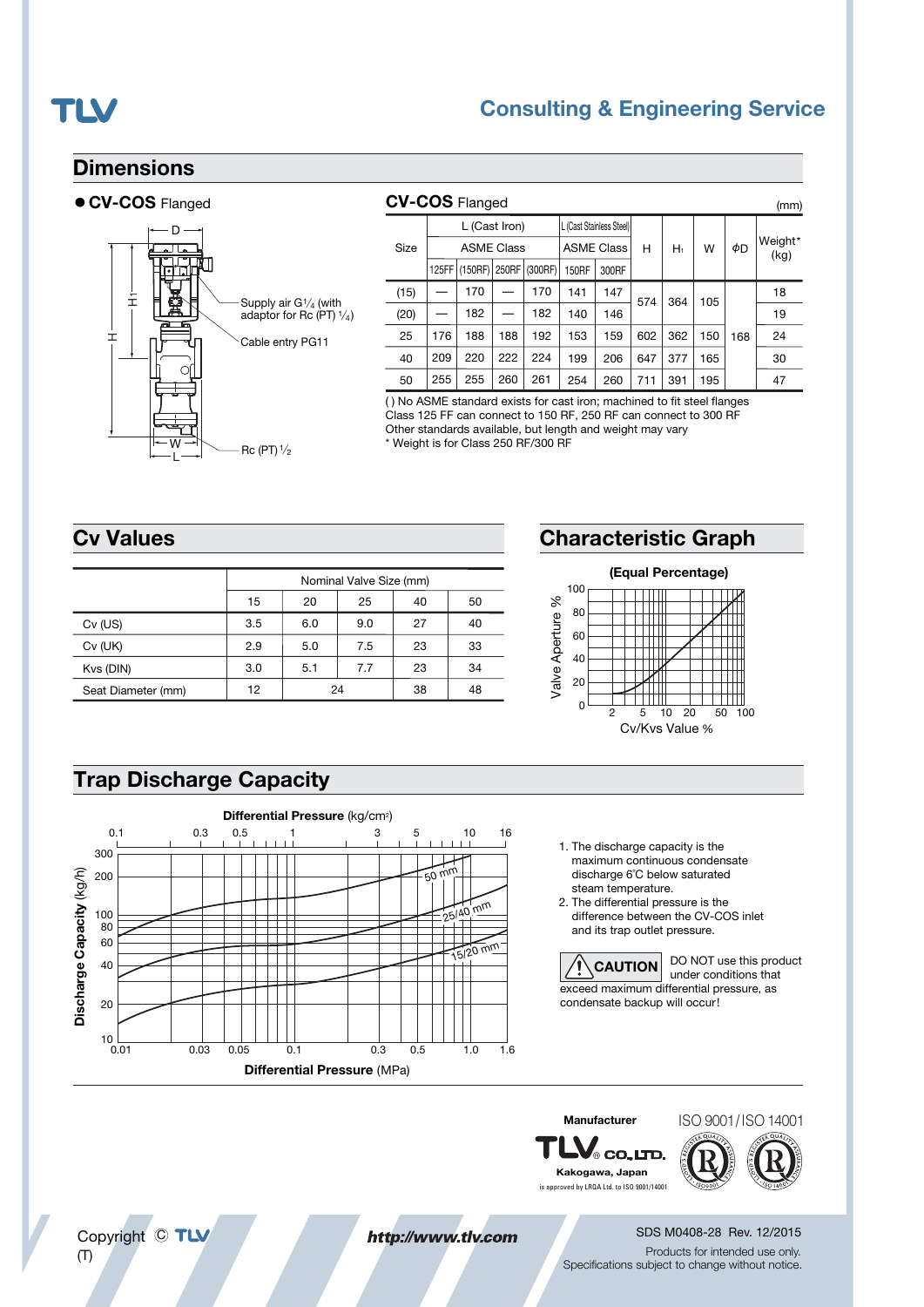# Dimensions

● **CV-COS** Flanged

D
H₁
H
Supply air G¼ (with adaptor for Rc (PT) ¼)
Cable entry PG11
W
L
Rc (PT) ½

**CV-COS** Flanged (mm)

| Size | L (Cast Iron) | | | | L (Cast Stainless Steel) | | H | $H_1$ | W | ΦD | Weight* (kg) |
|---|---|---|---|---|---|---|---|---|---|---|---|
| | ASME Class | | | | ASME Class | | | | | | |
| | 125FF | (150RF) | 250RF | (300RF) | 150RF | 300RF | | | | | |
| (15) | — | 170 | — | 170 | 141 | 147 | 574 | 364 | 105 | 168 | 18 |
| (20) | — | 182 | — | 182 | 140 | 146 | | | | | 19 |
| 25 | 176 | 188 | 188 | 192 | 153 | 159 | 602 | 362 | 150 | | 24 |
| 40 | 209 | 220 | 222 | 224 | 199 | 206 | 647 | 377 | 165 | | 30 |
| 50 | 255 | 255 | 260 | 261 | 254 | 260 | 711 | 391 | 195 | | 47 |

( ) No ASME standard exists for cast iron; machined to fit steel flanges
Class 125 FF can connect to 150 RF, 250 RF can connect to 300 RF
Other standards available, but length and weight may vary
* Weight is for Class 250 RF/300 RF

# Cv Values

| | Nominal Valve Size (mm) | | | | |
|---|---|---|---|---|---|
| | 15 | 20 | 25 | 40 | 50 |
| Cv (US) | 3.5 | 6.0 | 9.0 | 27 | 40 |
| Cv (UK) | 2.9 | 5.0 | 7.5 | 23 | 33 |
| Kvs (DIN) | 3.0 | 5.1 | 7.7 | 23 | 34 |
| Seat Diameter (mm) | 12 | 24 | | 38 | 48 |

# Characteristic Graph

**(Equal Percentage)**

Valve Aperture %
0
20
40
60
80
100
2 5 10 20 50 100
Cv/Kvs Value %

# Trap Discharge Capacity

**Differential Pressure** (kg/cm²)
0.1 0.3 0.5 1 3 5 10 16

Discharge Capacity (kg/h)
300
200
100
80
60
40
20
10

50 mm
25/40 mm
15/20 mm

0.01 0.03 0.05 0.1 0.3 0.5 1.0 1.6
**Differential Pressure** (MPa)

1. The discharge capacity is the maximum continuous condensate discharge 6°C below saturated steam temperature.
2. The differential pressure is the difference between the CV-COS inlet and its trap outlet pressure.

**CAUTION** DO NOT use this product under conditions that exceed maximum differential pressure, as condensate backup will occur!

**Manufacturer**
TLV® CO., LTD.
**Kakogawa, Japan**
is approved by LRQA Ltd. to ISO 9001/14001

ISO 9001/ISO 14001

Copyright © TLV
(T)

*http://www.tlv.com*

SDS M0408-28 Rev. 12/2015

Products for intended use only.
Specifications subject to change without notice.